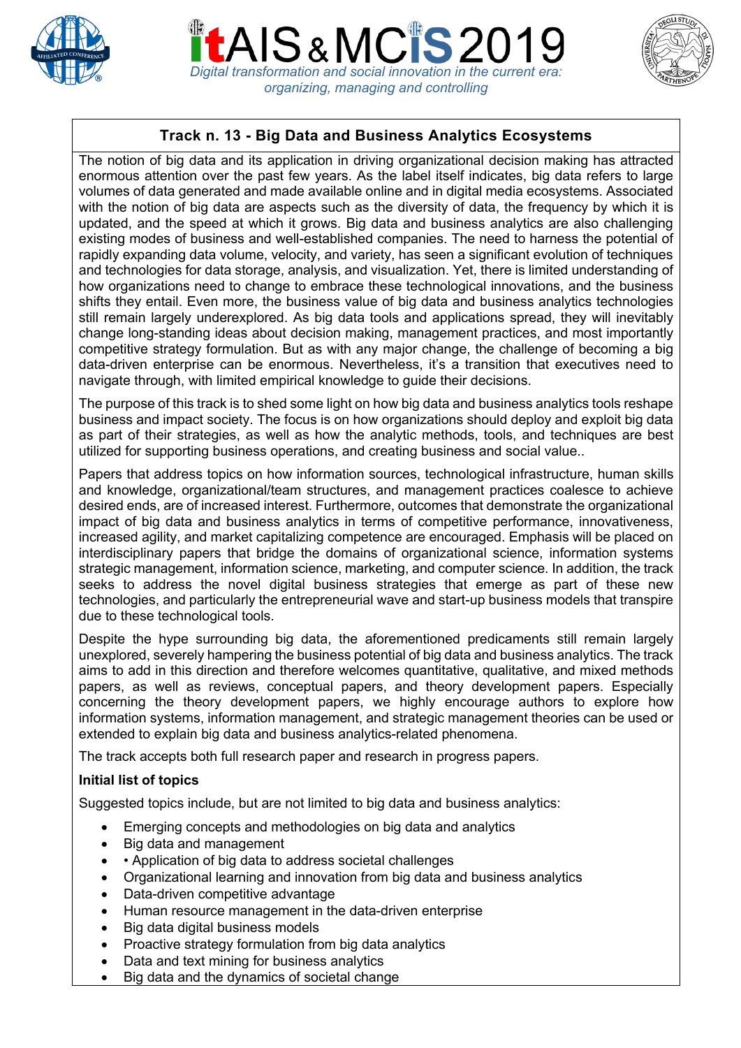# itAIS & MCIS 2019

*Digital transformation and social innovation in the current era: organizing, managing and controlling*

## Track n. 13 - Big Data and Business Analytics Ecosystems

The notion of big data and its application in driving organizational decision making has attracted enormous attention over the past few years. As the label itself indicates, big data refers to large volumes of data generated and made available online and in digital media ecosystems. Associated with the notion of big data are aspects such as the diversity of data, the frequency by which it is updated, and the speed at which it grows. Big data and business analytics are also challenging existing modes of business and well-established companies. The need to harness the potential of rapidly expanding data volume, velocity, and variety, has seen a significant evolution of techniques and technologies for data storage, analysis, and visualization. Yet, there is limited understanding of how organizations need to change to embrace these technological innovations, and the business shifts they entail. Even more, the business value of big data and business analytics technologies still remain largely underexplored. As big data tools and applications spread, they will inevitably change long-standing ideas about decision making, management practices, and most importantly competitive strategy formulation. But as with any major change, the challenge of becoming a big data-driven enterprise can be enormous. Nevertheless, it's a transition that executives need to navigate through, with limited empirical knowledge to guide their decisions.

The purpose of this track is to shed some light on how big data and business analytics tools reshape business and impact society. The focus is on how organizations should deploy and exploit big data as part of their strategies, as well as how the analytic methods, tools, and techniques are best utilized for supporting business operations, and creating business and social value..

Papers that address topics on how information sources, technological infrastructure, human skills and knowledge, organizational/team structures, and management practices coalesce to achieve desired ends, are of increased interest. Furthermore, outcomes that demonstrate the organizational impact of big data and business analytics in terms of competitive performance, innovativeness, increased agility, and market capitalizing competence are encouraged. Emphasis will be placed on interdisciplinary papers that bridge the domains of organizational science, information systems strategic management, information science, marketing, and computer science. In addition, the track seeks to address the novel digital business strategies that emerge as part of these new technologies, and particularly the entrepreneurial wave and start-up business models that transpire due to these technological tools.

Despite the hype surrounding big data, the aforementioned predicaments still remain largely unexplored, severely hampering the business potential of big data and business analytics. The track aims to add in this direction and therefore welcomes quantitative, qualitative, and mixed methods papers, as well as reviews, conceptual papers, and theory development papers. Especially concerning the theory development papers, we highly encourage authors to explore how information systems, information management, and strategic management theories can be used or extended to explain big data and business analytics-related phenomena.

The track accepts both full research paper and research in progress papers.

**Initial list of topics**

Suggested topics include, but are not limited to big data and business analytics:

- Emerging concepts and methodologies on big data and analytics
- Big data and management
- • Application of big data to address societal challenges
- Organizational learning and innovation from big data and business analytics
- Data-driven competitive advantage
- Human resource management in the data-driven enterprise
- Big data digital business models
- Proactive strategy formulation from big data analytics
- Data and text mining for business analytics
- Big data and the dynamics of societal change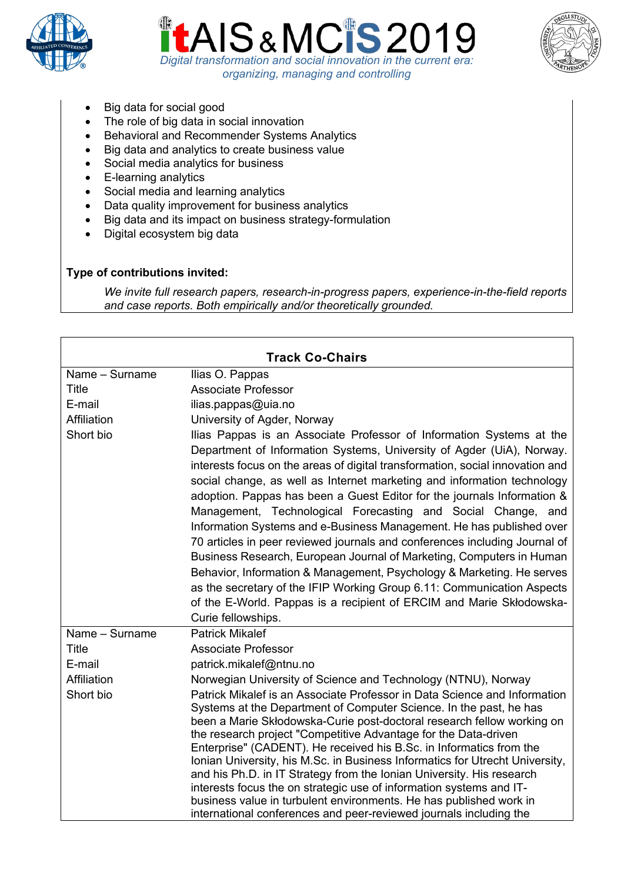- Big data for social good
- The role of big data in social innovation
- Behavioral and Recommender Systems Analytics
- Big data and analytics to create business value
- Social media analytics for business
- E-learning analytics
- Social media and learning analytics
- Data quality improvement for business analytics
- Big data and its impact on business strategy-formulation
- Digital ecosystem big data

**Type of contributions invited:**

*We invite full research papers, research-in-progress papers, experience-in-the-field reports and case reports. Both empirically and/or theoretically grounded.*

| **Track Co-Chairs** | |
|---|---|
| Name – Surname | Ilias O. Pappas |
| Title | Associate Professor |
| E-mail | ilias.pappas@uia.no |
| Affiliation | University of Agder, Norway |
| Short bio | Ilias Pappas is an Associate Professor of Information Systems at the Department of Information Systems, University of Agder (UiA), Norway. interests focus on the areas of digital transformation, social innovation and social change, as well as Internet marketing and information technology adoption. Pappas has been a Guest Editor for the journals Information & Management, Technological Forecasting and Social Change, and Information Systems and e-Business Management. He has published over 70 articles in peer reviewed journals and conferences including Journal of Business Research, European Journal of Marketing, Computers in Human Behavior, Information & Management, Psychology & Marketing. He serves as the secretary of the IFIP Working Group 6.11: Communication Aspects of the E-World. Pappas is a recipient of ERCIM and Marie Skłodowska-Curie fellowships. |
| Name – Surname | Patrick Mikalef |
| Title | Associate Professor |
| E-mail | patrick.mikalef@ntnu.no |
| Affiliation | Norwegian University of Science and Technology (NTNU), Norway |
| Short bio | Patrick Mikalef is an Associate Professor in Data Science and Information Systems at the Department of Computer Science. In the past, he has been a Marie Skłodowska-Curie post-doctoral research fellow working on the research project "Competitive Advantage for the Data-driven Enterprise" (CADENT). He received his B.Sc. in Informatics from the Ionian University, his M.Sc. in Business Informatics for Utrecht University, and his Ph.D. in IT Strategy from the Ionian University. His research interests focus the on strategic use of information systems and IT-business value in turbulent environments. He has published work in international conferences and peer-reviewed journals including the |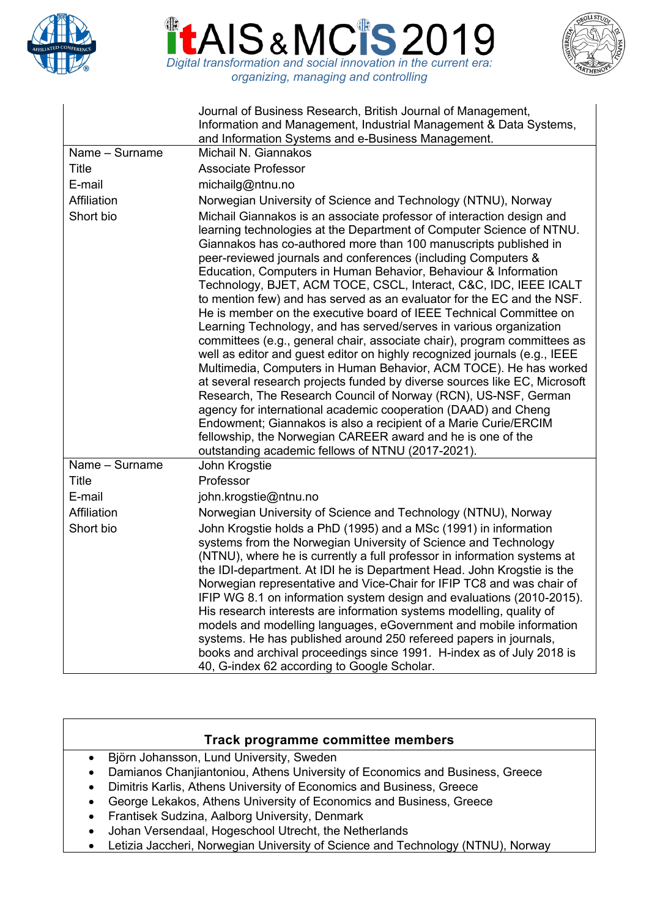| | |
|---|---|
| | Journal of Business Research, British Journal of Management, Information and Management, Industrial Management & Data Systems, and Information Systems and e-Business Management. |
| Name – Surname | Michail N. Giannakos |
| Title | Associate Professor |
| E-mail | michailg@ntnu.no |
| Affiliation | Norwegian University of Science and Technology (NTNU), Norway |
| Short bio | Michail Giannakos is an associate professor of interaction design and learning technologies at the Department of Computer Science of NTNU. Giannakos has co-authored more than 100 manuscripts published in peer-reviewed journals and conferences (including Computers & Education, Computers in Human Behavior, Behaviour & Information Technology, BJET, ACM TOCE, CSCL, Interact, C&C, IDC, IEEE ICALT to mention few) and has served as an evaluator for the EC and the NSF. He is member on the executive board of IEEE Technical Committee on Learning Technology, and has served/serves in various organization committees (e.g., general chair, associate chair), program committees as well as editor and guest editor on highly recognized journals (e.g., IEEE Multimedia, Computers in Human Behavior, ACM TOCE). He has worked at several research projects funded by diverse sources like EC, Microsoft Research, The Research Council of Norway (RCN), US-NSF, German agency for international academic cooperation (DAAD) and Cheng Endowment; Giannakos is also a recipient of a Marie Curie/ERCIM fellowship, the Norwegian CAREER award and he is one of the outstanding academic fellows of NTNU (2017-2021). |
| Name – Surname | John Krogstie |
| Title | Professor |
| E-mail | john.krogstie@ntnu.no |
| Affiliation | Norwegian University of Science and Technology (NTNU), Norway |
| Short bio | John Krogstie holds a PhD (1995) and a MSc (1991) in information systems from the Norwegian University of Science and Technology (NTNU), where he is currently a full professor in information systems at the IDI-department. At IDI he is Department Head. John Krogstie is the Norwegian representative and Vice-Chair for IFIP TC8 and was chair of IFIP WG 8.1 on information system design and evaluations (2010-2015). His research interests are information systems modelling, quality of models and modelling languages, eGovernment and mobile information systems. He has published around 250 refereed papers in journals, books and archival proceedings since 1991. H-index as of July 2018 is 40, G-index 62 according to Google Scholar. |

## Track programme committee members

- Björn Johansson, Lund University, Sweden
- Damianos Chanjiantoniou, Athens University of Economics and Business, Greece
- Dimitris Karlis, Athens University of Economics and Business, Greece
- George Lekakos, Athens University of Economics and Business, Greece
- Frantisek Sudzina, Aalborg University, Denmark
- Johan Versendaal, Hogeschool Utrecht, the Netherlands
- Letizia Jaccheri, Norwegian University of Science and Technology (NTNU), Norway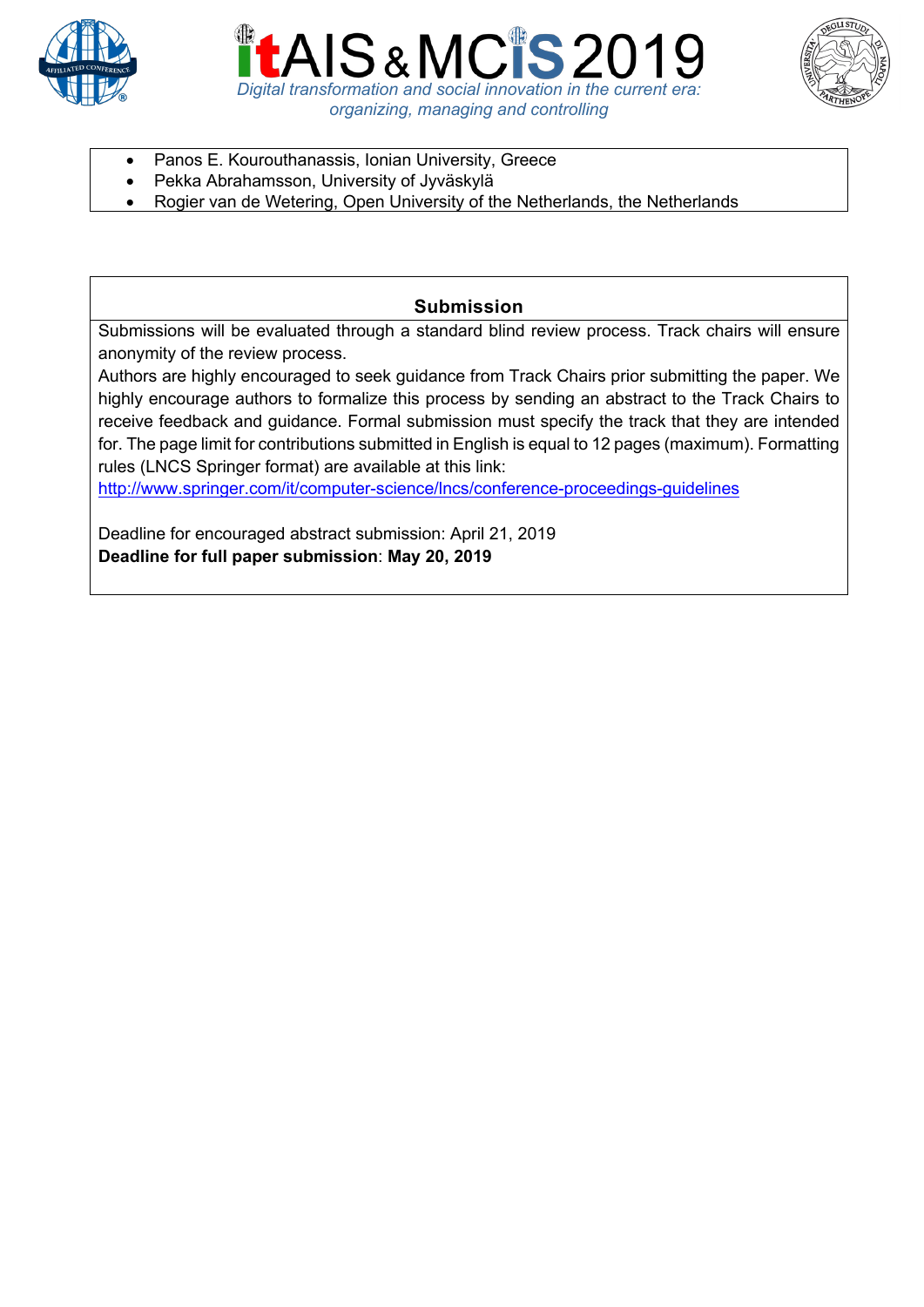- Panos E. Kourouthanassis, Ionian University, Greece
- Pekka Abrahamsson, University of Jyväskylä
- Rogier van de Wetering, Open University of the Netherlands, the Netherlands

## Submission

Submissions will be evaluated through a standard blind review process. Track chairs will ensure anonymity of the review process.

Authors are highly encouraged to seek guidance from Track Chairs prior submitting the paper. We highly encourage authors to formalize this process by sending an abstract to the Track Chairs to receive feedback and guidance. Formal submission must specify the track that they are intended for. The page limit for contributions submitted in English is equal to 12 pages (maximum). Formatting rules (LNCS Springer format) are available at this link:

http://www.springer.com/it/computer-science/lncs/conference-proceedings-guidelines

Deadline for encouraged abstract submission: April 21, 2019

**Deadline for full paper submission**: **May 20, 2019**